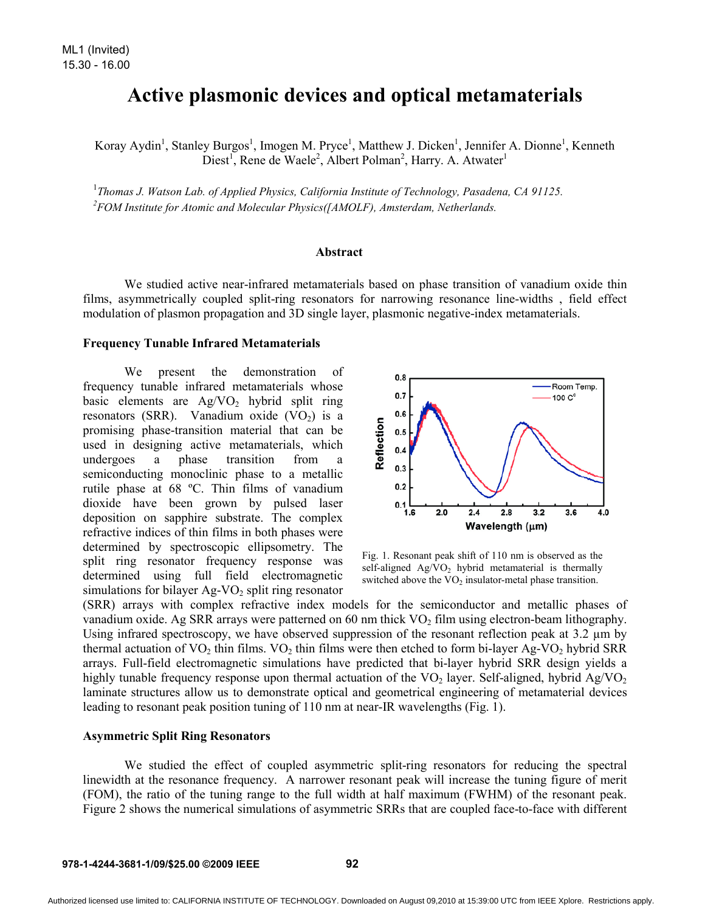# Active plasmonic devices and optical metamaterials

Koray Aydin[1], Stanley Burgos[1], Imogen M. Pryce[1], Matthew J. Dicken[1], Jennifer A. Dionne[1], Kenneth Diest[1], Rene de Waele[2], Albert Polman[2], Harry. A. Atwater[1]

[1]*Thomas J. Watson Lab. of Applied Physics, California Institute of Technology, Pasadena, CA 91125.*
[2]*FOM Institute for Atomic and Molecular Physics([AMOLF), Amsterdam, Netherlands.*

### Abstract

We studied active near-infrared metamaterials based on phase transition of vanadium oxide thin films, asymmetrically coupled split-ring resonators for narrowing resonance line-widths , field effect modulation of plasmon propagation and 3D single layer, plasmonic negative-index metamaterials.

### Frequency Tunable Infrared Metamaterials

We present the demonstration of frequency tunable infrared metamaterials whose basic elements are Ag/$VO_2$ hybrid split ring resonators (SRR). Vanadium oxide ($VO_2$) is a promising phase-transition material that can be used in designing active metamaterials, which undergoes a phase transition from a semiconducting monoclinic phase to a metallic rutile phase at 68 ºC. Thin films of vanadium dioxide have been grown by pulsed laser deposition on sapphire substrate. The complex refractive indices of thin films in both phases were determined by spectroscopic ellipsometry. The split ring resonator frequency response was determined using full field electromagnetic simulations for bilayer Ag-$VO_2$ split ring resonator (SRR) arrays with complex refractive index models for the semiconductor and metallic phases of vanadium oxide. Ag SRR arrays were patterned on 60 nm thick $VO_2$ film using electron-beam lithography. Using infrared spectroscopy, we have observed suppression of the resonant reflection peak at 3.2 µm by thermal actuation of $VO_2$ thin films. $VO_2$ thin films were then etched to form bi-layer Ag-$VO_2$ hybrid SRR arrays. Full-field electromagnetic simulations have predicted that bi-layer hybrid SRR design yields a highly tunable frequency response upon thermal actuation of the $VO_2$ layer. Self-aligned, hybrid Ag/$VO_2$ laminate structures allow us to demonstrate optical and geometrical engineering of metamaterial devices leading to resonant peak position tuning of 110 nm at near-IR wavelengths (Fig. 1).

Fig. 1. Resonant peak shift of 110 nm is observed as the self-aligned Ag/$VO_2$ hybrid metamaterial is thermally switched above the $VO_2$ insulator-metal phase transition.

### Asymmetric Split Ring Resonators

We studied the effect of coupled asymmetric split-ring resonators for reducing the spectral linewidth at the resonance frequency. A narrower resonant peak will increase the tuning figure of merit (FOM), the ratio of the tuning range to the full width at half maximum (FWHM) of the resonant peak. Figure 2 shows the numerical simulations of asymmetric SRRs that are coupled face-to-face with different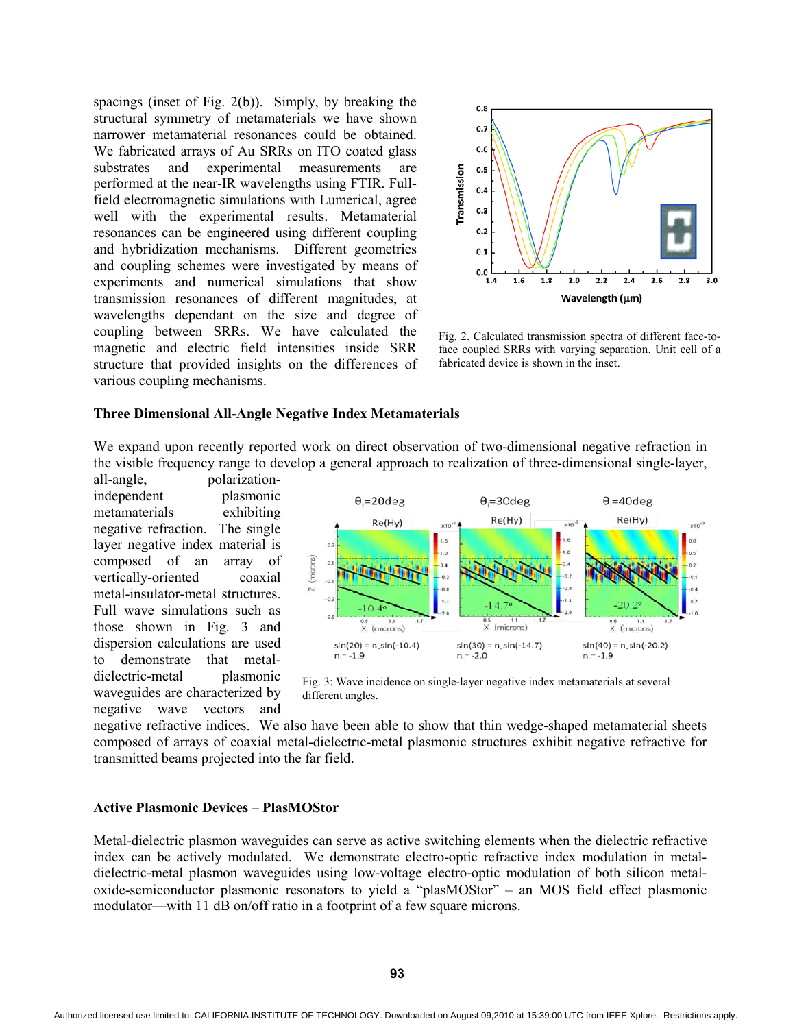spacings (inset of Fig. 2(b)). Simply, by breaking the structural symmetry of metamaterials we have shown narrower metamaterial resonances could be obtained. We fabricated arrays of Au SRRs on ITO coated glass substrates and experimental measurements are performed at the near-IR wavelengths using FTIR. Full-field electromagnetic simulations with Lumerical, agree well with the experimental results. Metamaterial resonances can be engineered using different coupling and hybridization mechanisms. Different geometries and coupling schemes were investigated by means of experiments and numerical simulations that show transmission resonances of different magnitudes, at wavelengths dependant on the size and degree of coupling between SRRs. We have calculated the magnetic and electric field intensities inside SRR structure that provided insights on the differences of various coupling mechanisms.

Transmission
Wavelength (μm)
0.0 0.1 0.2 0.3 0.4 0.5 0.6 0.7 0.8
1.4 1.6 1.8 2.0 2.2 2.4 2.6 2.8 3.0

Fig. 2. Calculated transmission spectra of different face-to-face coupled SRRs with varying separation. Unit cell of a fabricated device is shown in the inset.

### Three Dimensional All-Angle Negative Index Metamaterials

We expand upon recently reported work on direct observation of two-dimensional negative refraction in the visible frequency range to develop a general approach to realization of three-dimensional single-layer, all-angle, polarization-independent plasmonic metamaterials exhibiting negative refraction. The single layer negative index material is composed of an array of vertically-oriented coaxial metal-insulator-metal structures. Full wave simulations such as those shown in Fig. 3 and dispersion calculations are used to demonstrate that metal-dielectric-metal plasmonic waveguides are characterized by negative wave vectors and negative refractive indices. We also have been able to show that thin wedge-shaped metamaterial sheets composed of arrays of coaxial metal-dielectric-metal plasmonic structures exhibit negative refractive for transmitted beams projected into the far field.

$\theta_i$=20deg
Re(Hy)
-10.4°
sin(20) = $n_r$sin(-10.4)
n = -1.9

$\theta_i$=30deg
Re(Hy)
-14.7°
sin(30) = $n_r$sin(-14.7)
n = -2.0

$\theta_i$=40deg
Re(Hy)
-20.2°
sin(40) = $n_r$sin(-20.2)
n = -1.9

Z (microns)
X (microns)

Fig. 3: Wave incidence on single-layer negative index metamaterials at several different angles.

### Active Plasmonic Devices – PlasMOStor

Metal-dielectric plasmon waveguides can serve as active switching elements when the dielectric refractive index can be actively modulated. We demonstrate electro-optic refractive index modulation in metal-dielectric-metal plasmon waveguides using low-voltage electro-optic modulation of both silicon metal-oxide-semiconductor plasmonic resonators to yield a "plasMOStor" – an MOS field effect plasmonic modulator—with 11 dB on/off ratio in a footprint of a few square microns.